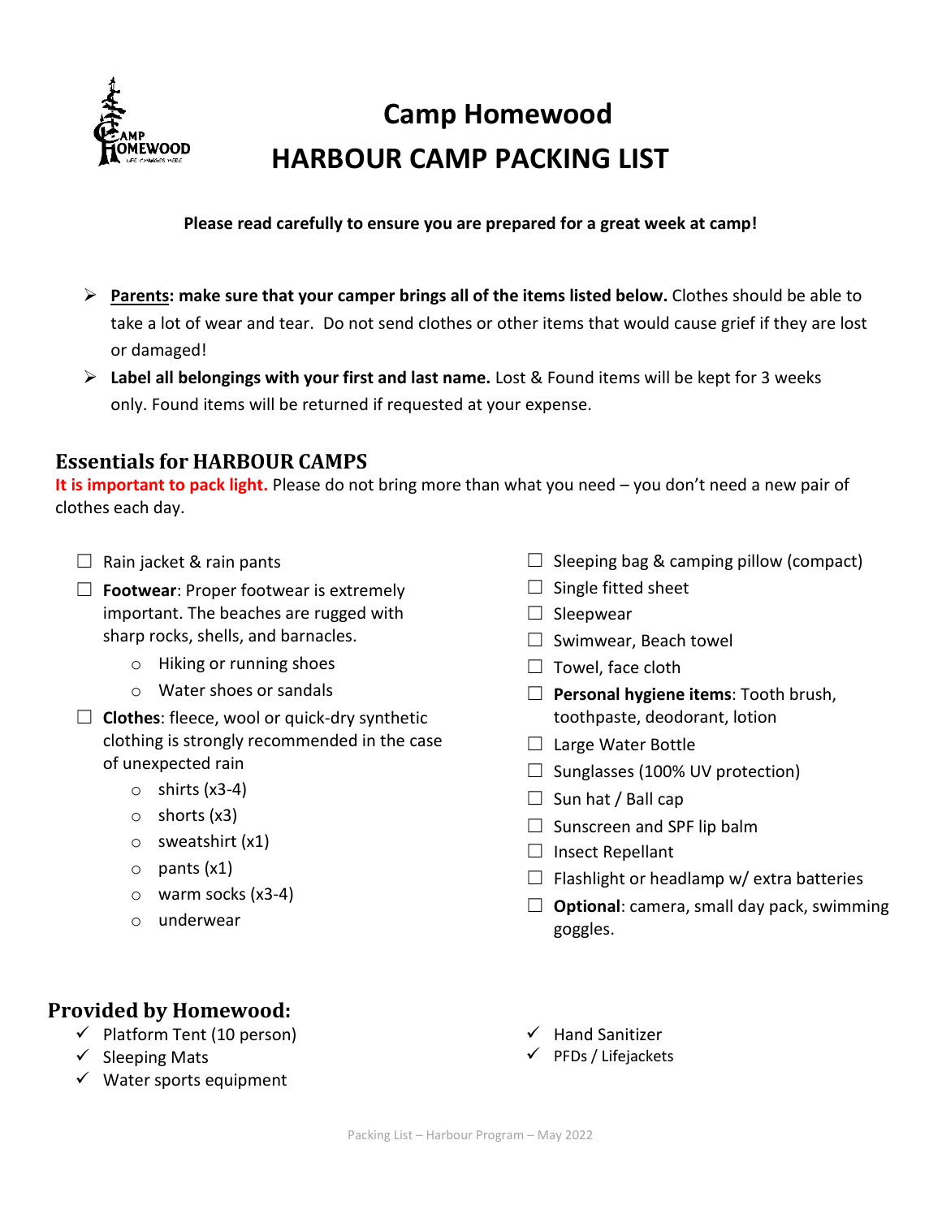# Camp Homewood
# HARBOUR CAMP PACKING LIST

**Please read carefully to ensure you are prepared for a great week at camp!**

- **Parents: make sure that your camper brings all of the items listed below.** Clothes should be able to take a lot of wear and tear. Do not send clothes or other items that would cause grief if they are lost or damaged!
- **Label all belongings with your first and last name.** Lost & Found items will be kept for 3 weeks only. Found items will be returned if requested at your expense.

## Essentials for HARBOUR CAMPS

**It is important to pack light.** Please do not bring more than what you need – you don't need a new pair of clothes each day.

- ☐ Rain jacket & rain pants
- ☐ **Footwear**: Proper footwear is extremely important. The beaches are rugged with sharp rocks, shells, and barnacles.
  - Hiking or running shoes
  - Water shoes or sandals
- ☐ **Clothes**: fleece, wool or quick-dry synthetic clothing is strongly recommended in the case of unexpected rain
  - shirts (x3-4)
  - shorts (x3)
  - sweatshirt (x1)
  - pants (x1)
  - warm socks (x3-4)
  - underwear
- ☐ Sleeping bag & camping pillow (compact)
- ☐ Single fitted sheet
- ☐ Sleepwear
- ☐ Swimwear, Beach towel
- ☐ Towel, face cloth
- ☐ **Personal hygiene items**: Tooth brush, toothpaste, deodorant, lotion
- ☐ Large Water Bottle
- ☐ Sunglasses (100% UV protection)
- ☐ Sun hat / Ball cap
- ☐ Sunscreen and SPF lip balm
- ☐ Insect Repellant
- ☐ Flashlight or headlamp w/ extra batteries
- ☐ **Optional**: camera, small day pack, swimming goggles.

## Provided by Homewood:

- ✓ Platform Tent (10 person)
- ✓ Sleeping Mats
- ✓ Water sports equipment
- ✓ Hand Sanitizer
- ✓ PFDs / Lifejackets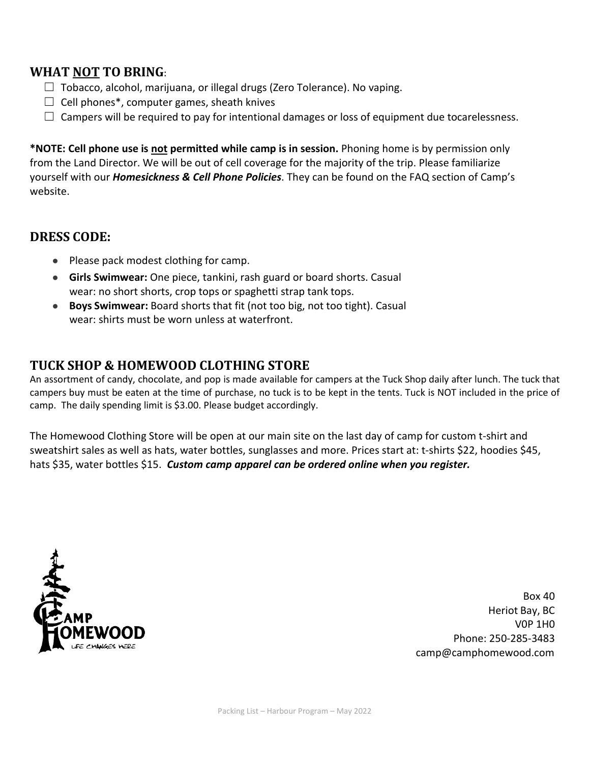## WHAT **NOT** TO BRING:

- ☐ Tobacco, alcohol, marijuana, or illegal drugs (Zero Tolerance). No vaping.
- ☐ Cell phones*, computer games, sheath knives
- ☐ Campers will be required to pay for intentional damages or loss of equipment due tocarelessness.

**\*NOTE: Cell phone use is not permitted while camp is in session.** Phoning home is by permission only from the Land Director. We will be out of cell coverage for the majority of the trip. Please familiarize yourself with our ***Homesickness & Cell Phone Policies***. They can be found on the FAQ section of Camp's website.

## DRESS CODE:

- Please pack modest clothing for camp.
- **Girls Swimwear:** One piece, tankini, rash guard or board shorts. Casual wear: no short shorts, crop tops or spaghetti strap tank tops.
- **Boys Swimwear:** Board shorts that fit (not too big, not too tight). Casual wear: shirts must be worn unless at waterfront.

## TUCK SHOP & HOMEWOOD CLOTHING STORE

An assortment of candy, chocolate, and pop is made available for campers at the Tuck Shop daily after lunch. The tuck that campers buy must be eaten at the time of purchase, no tuck is to be kept in the tents. Tuck is NOT included in the price of camp. The daily spending limit is $3.00. Please budget accordingly.

The Homewood Clothing Store will be open at our main site on the last day of camp for custom t-shirt and sweatshirt sales as well as hats, water bottles, sunglasses and more. Prices start at: t-shirts $22, hoodies $45, hats $35, water bottles $15. ***Custom camp apparel can be ordered online when you register.***

CAMP HOMEWOOD
LIFE CHANGES HERE

Box 40
Heriot Bay, BC
V0P 1H0
Phone: 250-285-3483
camp@camphomewood.com